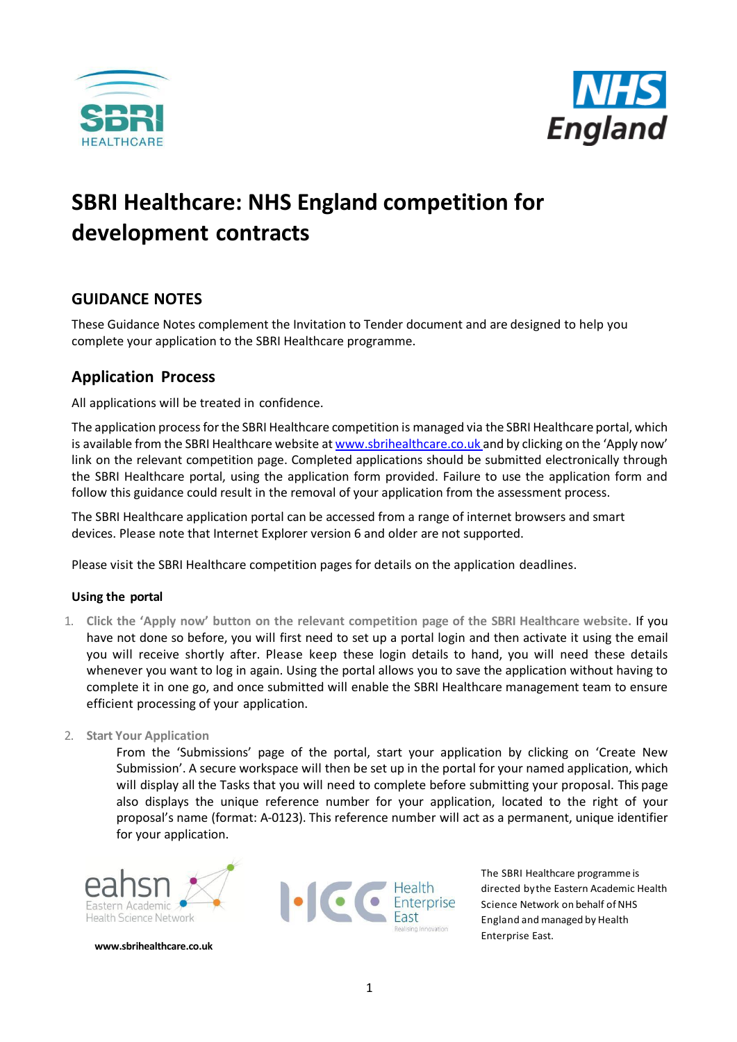# SBRI Healthcare: NHS England competition for development contracts

## GUIDANCE NOTES

These Guidance Notes complement the Invitation to Tender document and are designed to help you complete your application to the SBRI Healthcare programme.

## Application Process

All applications will be treated in confidence.

The application process for the SBRI Healthcare competition is managed via the SBRI Healthcare portal, which is available from the SBRI Healthcare website at www.sbrihealthcare.co.uk and by clicking on the 'Apply now' link on the relevant competition page. Completed applications should be submitted electronically through the SBRI Healthcare portal, using the application form provided. Failure to use the application form and follow this guidance could result in the removal of your application from the assessment process.

The SBRI Healthcare application portal can be accessed from a range of internet browsers and smart devices. Please note that Internet Explorer version 6 and older are not supported.

Please visit the SBRI Healthcare competition pages for details on the application deadlines.

### Using the portal

1. **Click the 'Apply now' button on the relevant competition page of the SBRI Healthcare website.** If you have not done so before, you will first need to set up a portal login and then activate it using the email you will receive shortly after. Please keep these login details to hand, you will need these details whenever you want to log in again. Using the portal allows you to save the application without having to complete it in one go, and once submitted will enable the SBRI Healthcare management team to ensure efficient processing of your application.

2. **Start Your Application**

   From the 'Submissions' page of the portal, start your application by clicking on 'Create New Submission'. A secure workspace will then be set up in the portal for your named application, which will display all the Tasks that you will need to complete before submitting your proposal. This page also displays the unique reference number for your application, located to the right of your proposal's name (format: A-0123). This reference number will act as a permanent, unique identifier for your application.

www.sbrihealthcare.co.uk

The SBRI Healthcare programme is directed by the Eastern Academic Health Science Network on behalf of NHS England and managed by Health Enterprise East.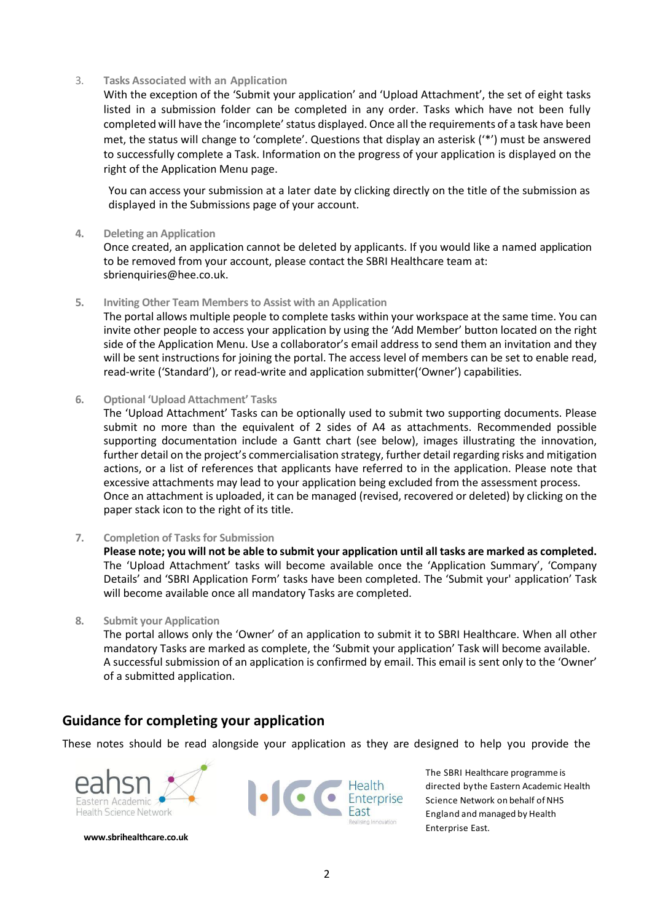3. **Tasks Associated with an Application**

   With the exception of the 'Submit your application' and 'Upload Attachment', the set of eight tasks listed in a submission folder can be completed in any order. Tasks which have not been fully completed will have the 'incomplete' status displayed. Once all the requirements of a task have been met, the status will change to 'complete'. Questions that display an asterisk ('*') must be answered to successfully complete a Task. Information on the progress of your application is displayed on the right of the Application Menu page.

   You can access your submission at a later date by clicking directly on the title of the submission as displayed in the Submissions page of your account.

4. **Deleting an Application**

   Once created, an application cannot be deleted by applicants. If you would like a named application to be removed from your account, please contact the SBRI Healthcare team at: sbrienquiries@hee.co.uk.

5. **Inviting Other Team Members to Assist with an Application**

   The portal allows multiple people to complete tasks within your workspace at the same time. You can invite other people to access your application by using the 'Add Member' button located on the right side of the Application Menu. Use a collaborator's email address to send them an invitation and they will be sent instructions for joining the portal. The access level of members can be set to enable read, read-write ('Standard'), or read-write and application submitter('Owner') capabilities.

6. **Optional 'Upload Attachment' Tasks**

   The 'Upload Attachment' Tasks can be optionally used to submit two supporting documents. Please submit no more than the equivalent of 2 sides of A4 as attachments. Recommended possible supporting documentation include a Gantt chart (see below), images illustrating the innovation, further detail on the project's commercialisation strategy, further detail regarding risks and mitigation actions, or a list of references that applicants have referred to in the application. Please note that excessive attachments may lead to your application being excluded from the assessment process. Once an attachment is uploaded, it can be managed (revised, recovered or deleted) by clicking on the paper stack icon to the right of its title.

7. **Completion of Tasks for Submission**

   **Please note; you will not be able to submit your application until all tasks are marked as completed.** The 'Upload Attachment' tasks will become available once the 'Application Summary', 'Company Details' and 'SBRI Application Form' tasks have been completed. The 'Submit your' application' Task will become available once all mandatory Tasks are completed.

8. **Submit your Application**

   The portal allows only the 'Owner' of an application to submit it to SBRI Healthcare. When all other mandatory Tasks are marked as complete, the 'Submit your application' Task will become available. A successful submission of an application is confirmed by email. This email is sent only to the 'Owner' of a submitted application.

## Guidance for completing your application

These notes should be read alongside your application as they are designed to help you provide the

**www.sbrihealthcare.co.uk**

The SBRI Healthcare programme is directed by the Eastern Academic Health Science Network on behalf of NHS England and managed by Health Enterprise East.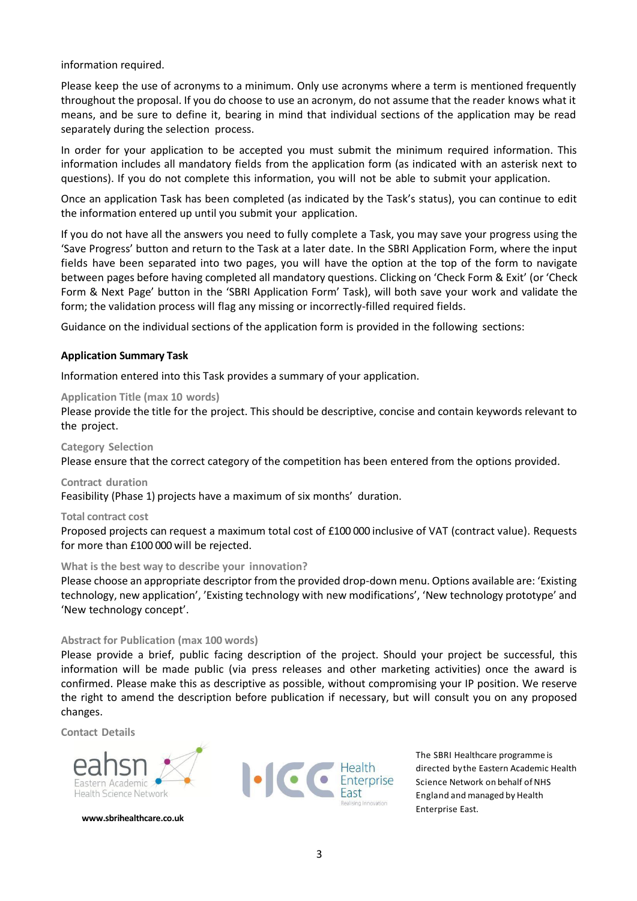information required.

Please keep the use of acronyms to a minimum. Only use acronyms where a term is mentioned frequently throughout the proposal. If you do choose to use an acronym, do not assume that the reader knows what it means, and be sure to define it, bearing in mind that individual sections of the application may be read separately during the selection process.

In order for your application to be accepted you must submit the minimum required information. This information includes all mandatory fields from the application form (as indicated with an asterisk next to questions). If you do not complete this information, you will not be able to submit your application.

Once an application Task has been completed (as indicated by the Task's status), you can continue to edit the information entered up until you submit your application.

If you do not have all the answers you need to fully complete a Task, you may save your progress using the 'Save Progress' button and return to the Task at a later date. In the SBRI Application Form, where the input fields have been separated into two pages, you will have the option at the top of the form to navigate between pages before having completed all mandatory questions. Clicking on 'Check Form & Exit' (or 'Check Form & Next Page' button in the 'SBRI Application Form' Task), will both save your work and validate the form; the validation process will flag any missing or incorrectly-filled required fields.

Guidance on the individual sections of the application form is provided in the following sections:

**Application Summary Task**

Information entered into this Task provides a summary of your application.

**Application Title (max 10 words)**

Please provide the title for the project. This should be descriptive, concise and contain keywords relevant to the project.

**Category Selection**

Please ensure that the correct category of the competition has been entered from the options provided.

**Contract duration**

Feasibility (Phase 1) projects have a maximum of six months' duration.

**Total contract cost**

Proposed projects can request a maximum total cost of £100 000 inclusive of VAT (contract value). Requests for more than £100 000 will be rejected.

**What is the best way to describe your innovation?**

Please choose an appropriate descriptor from the provided drop-down menu. Options available are: 'Existing technology, new application', 'Existing technology with new modifications', 'New technology prototype' and 'New technology concept'.

**Abstract for Publication (max 100 words)**

Please provide a brief, public facing description of the project. Should your project be successful, this information will be made public (via press releases and other marketing activities) once the award is confirmed. Please make this as descriptive as possible, without compromising your IP position. We reserve the right to amend the description before publication if necessary, but will consult you on any proposed changes.

**Contact Details**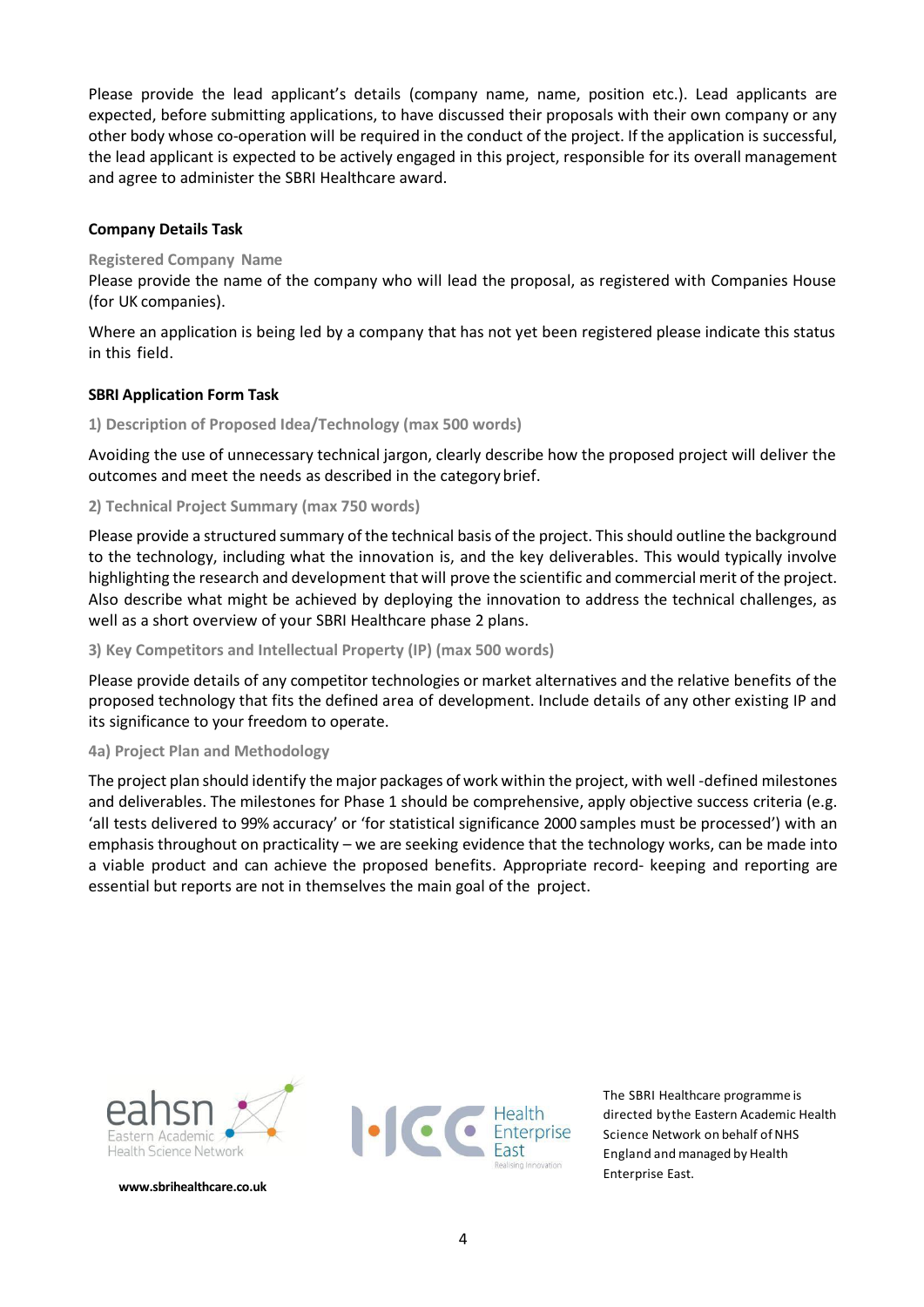Please provide the lead applicant's details (company name, name, position etc.). Lead applicants are expected, before submitting applications, to have discussed their proposals with their own company or any other body whose co-operation will be required in the conduct of the project. If the application is successful, the lead applicant is expected to be actively engaged in this project, responsible for its overall management and agree to administer the SBRI Healthcare award.

**Company Details Task**

**Registered Company Name**

Please provide the name of the company who will lead the proposal, as registered with Companies House (for UK companies).

Where an application is being led by a company that has not yet been registered please indicate this status in this field.

**SBRI Application Form Task**

**1) Description of Proposed Idea/Technology (max 500 words)**

Avoiding the use of unnecessary technical jargon, clearly describe how the proposed project will deliver the outcomes and meet the needs as described in the category brief.

**2) Technical Project Summary (max 750 words)**

Please provide a structured summary of the technical basis of the project. This should outline the background to the technology, including what the innovation is, and the key deliverables. This would typically involve highlighting the research and development that will prove the scientific and commercial merit of the project. Also describe what might be achieved by deploying the innovation to address the technical challenges, as well as a short overview of your SBRI Healthcare phase 2 plans.

**3) Key Competitors and Intellectual Property (IP) (max 500 words)**

Please provide details of any competitor technologies or market alternatives and the relative benefits of the proposed technology that fits the defined area of development. Include details of any other existing IP and its significance to your freedom to operate.

**4a) Project Plan and Methodology**

The project plan should identify the major packages of work within the project, with well-defined milestones and deliverables. The milestones for Phase 1 should be comprehensive, apply objective success criteria (e.g. 'all tests delivered to 99% accuracy' or 'for statistical significance 2000 samples must be processed') with an emphasis throughout on practicality – we are seeking evidence that the technology works, can be made into a viable product and can achieve the proposed benefits. Appropriate record- keeping and reporting are essential but reports are not in themselves the main goal of the project.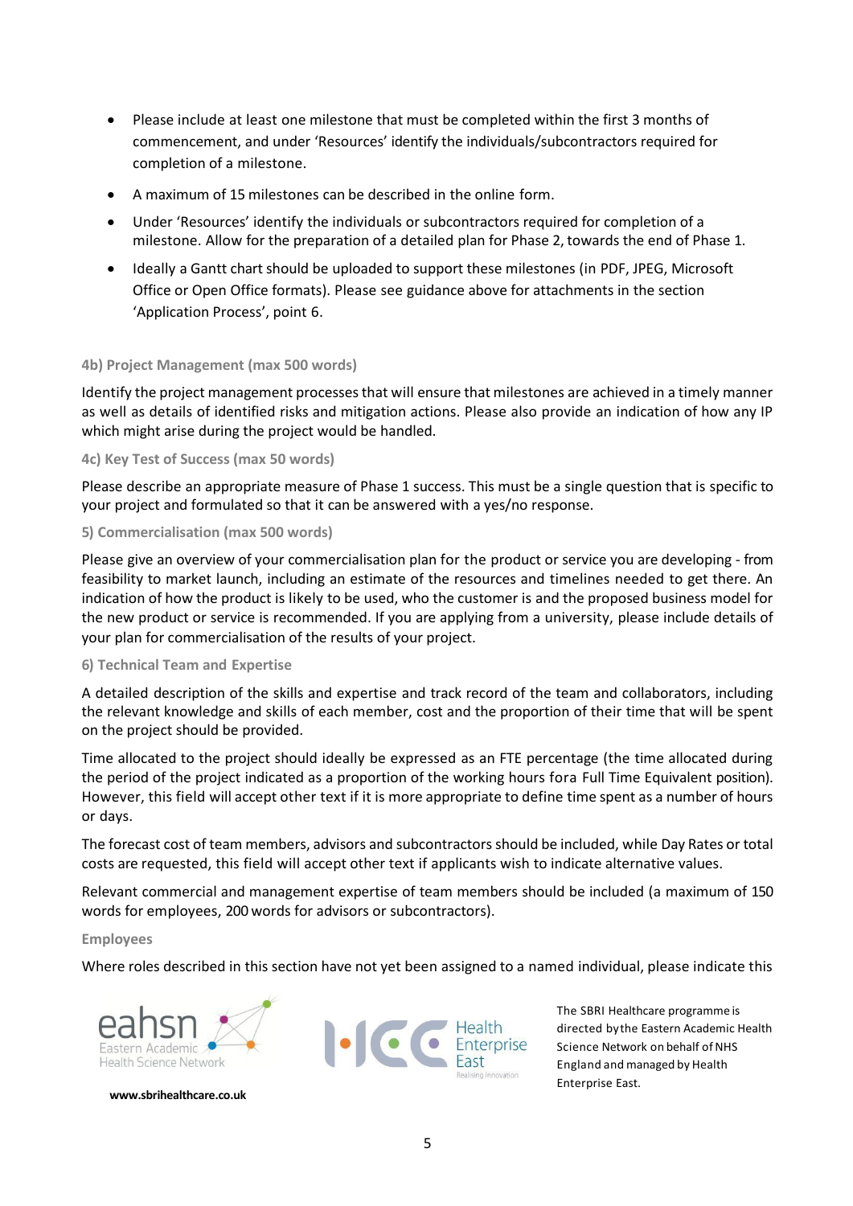- Please include at least one milestone that must be completed within the first 3 months of commencement, and under 'Resources' identify the individuals/subcontractors required for completion of a milestone.
- A maximum of 15 milestones can be described in the online form.
- Under 'Resources' identify the individuals or subcontractors required for completion of a milestone. Allow for the preparation of a detailed plan for Phase 2, towards the end of Phase 1.
- Ideally a Gantt chart should be uploaded to support these milestones (in PDF, JPEG, Microsoft Office or Open Office formats). Please see guidance above for attachments in the section 'Application Process', point 6.

#### 4b) Project Management (max 500 words)

Identify the project management processes that will ensure that milestones are achieved in a timely manner as well as details of identified risks and mitigation actions. Please also provide an indication of how any IP which might arise during the project would be handled.

#### 4c) Key Test of Success (max 50 words)

Please describe an appropriate measure of Phase 1 success. This must be a single question that is specific to your project and formulated so that it can be answered with a yes/no response.

#### 5) Commercialisation (max 500 words)

Please give an overview of your commercialisation plan for the product or service you are developing - from feasibility to market launch, including an estimate of the resources and timelines needed to get there. An indication of how the product is likely to be used, who the customer is and the proposed business model for the new product or service is recommended. If you are applying from a university, please include details of your plan for commercialisation of the results of your project.

#### 6) Technical Team and Expertise

A detailed description of the skills and expertise and track record of the team and collaborators, including the relevant knowledge and skills of each member, cost and the proportion of their time that will be spent on the project should be provided.

Time allocated to the project should ideally be expressed as an FTE percentage (the time allocated during the period of the project indicated as a proportion of the working hours for a Full Time Equivalent position). However, this field will accept other text if it is more appropriate to define time spent as a number of hours or days.

The forecast cost of team members, advisors and subcontractors should be included, while Day Rates or total costs are requested, this field will accept other text if applicants wish to indicate alternative values.

Relevant commercial and management expertise of team members should be included (a maximum of 150 words for employees, 200 words for advisors or subcontractors).

#### Employees

Where roles described in this section have not yet been assigned to a named individual, please indicate this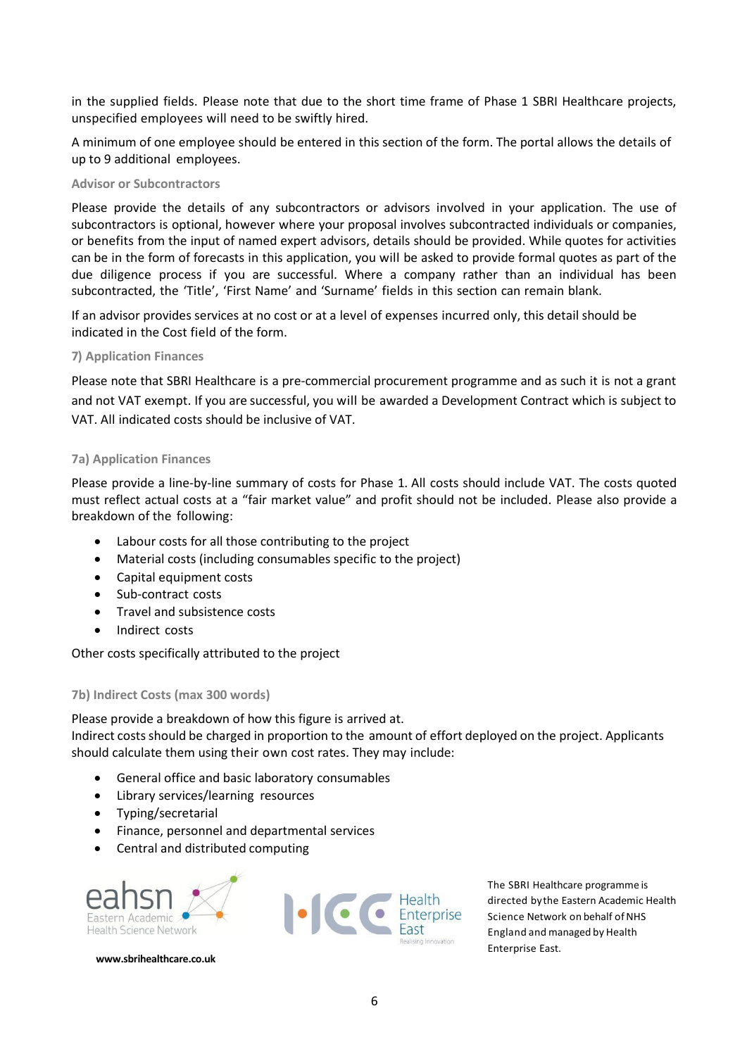in the supplied fields. Please note that due to the short time frame of Phase 1 SBRI Healthcare projects, unspecified employees will need to be swiftly hired.

A minimum of one employee should be entered in this section of the form. The portal allows the details of up to 9 additional employees.

### Advisor or Subcontractors

Please provide the details of any subcontractors or advisors involved in your application. The use of subcontractors is optional, however where your proposal involves subcontracted individuals or companies, or benefits from the input of named expert advisors, details should be provided. While quotes for activities can be in the form of forecasts in this application, you will be asked to provide formal quotes as part of the due diligence process if you are successful. Where a company rather than an individual has been subcontracted, the 'Title', 'First Name' and 'Surname' fields in this section can remain blank.

If an advisor provides services at no cost or at a level of expenses incurred only, this detail should be indicated in the Cost field of the form.

### 7) Application Finances

Please note that SBRI Healthcare is a pre-commercial procurement programme and as such it is not a grant and not VAT exempt. If you are successful, you will be awarded a Development Contract which is subject to VAT. All indicated costs should be inclusive of VAT.

### 7a) Application Finances

Please provide a line-by-line summary of costs for Phase 1. All costs should include VAT. The costs quoted must reflect actual costs at a "fair market value" and profit should not be included. Please also provide a breakdown of the following:

- Labour costs for all those contributing to the project
- Material costs (including consumables specific to the project)
- Capital equipment costs
- Sub-contract costs
- Travel and subsistence costs
- Indirect costs

Other costs specifically attributed to the project

### 7b) Indirect Costs (max 300 words)

Please provide a breakdown of how this figure is arrived at.
Indirect costs should be charged in proportion to the amount of effort deployed on the project. Applicants should calculate them using their own cost rates. They may include:

- General office and basic laboratory consumables
- Library services/learning resources
- Typing/secretarial
- Finance, personnel and departmental services
- Central and distributed computing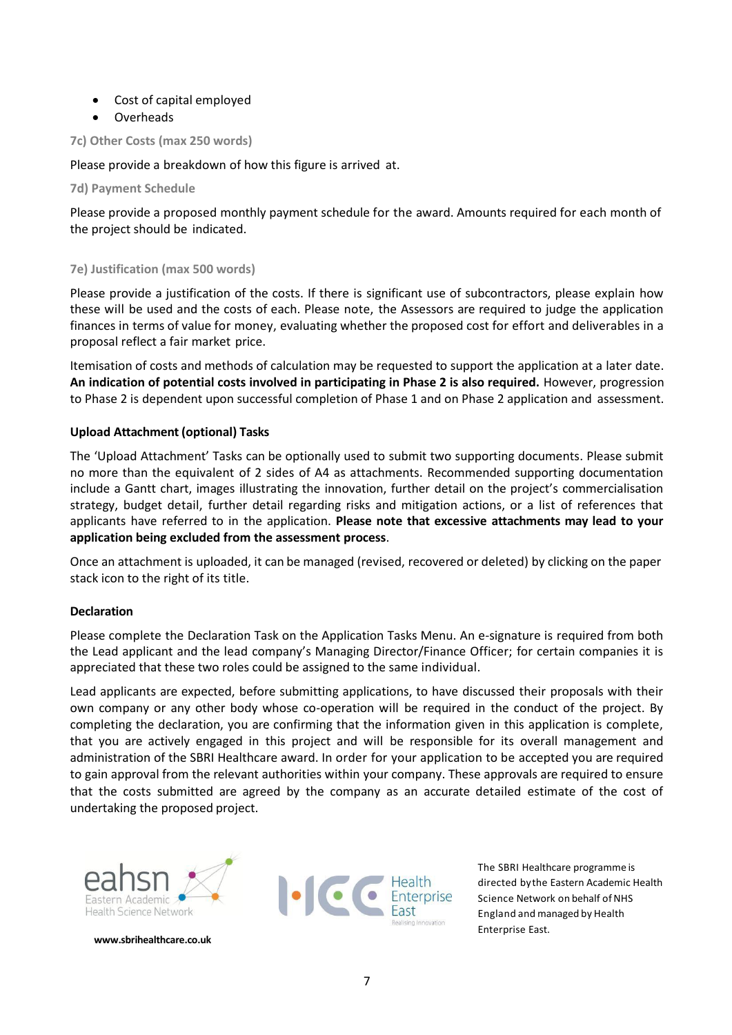- Cost of capital employed
- Overheads

### 7c) Other Costs (max 250 words)

Please provide a breakdown of how this figure is arrived at.

### 7d) Payment Schedule

Please provide a proposed monthly payment schedule for the award. Amounts required for each month of the project should be indicated.

### 7e) Justification (max 500 words)

Please provide a justification of the costs. If there is significant use of subcontractors, please explain how these will be used and the costs of each. Please note, the Assessors are required to judge the application finances in terms of value for money, evaluating whether the proposed cost for effort and deliverables in a proposal reflect a fair market price.

Itemisation of costs and methods of calculation may be requested to support the application at a later date. **An indication of potential costs involved in participating in Phase 2 is also required.** However, progression to Phase 2 is dependent upon successful completion of Phase 1 and on Phase 2 application and assessment.

**Upload Attachment (optional) Tasks**

The 'Upload Attachment' Tasks can be optionally used to submit two supporting documents. Please submit no more than the equivalent of 2 sides of A4 as attachments. Recommended supporting documentation include a Gantt chart, images illustrating the innovation, further detail on the project's commercialisation strategy, budget detail, further detail regarding risks and mitigation actions, or a list of references that applicants have referred to in the application. **Please note that excessive attachments may lead to your application being excluded from the assessment process**.

Once an attachment is uploaded, it can be managed (revised, recovered or deleted) by clicking on the paper stack icon to the right of its title.

**Declaration**

Please complete the Declaration Task on the Application Tasks Menu. An e-signature is required from both the Lead applicant and the lead company's Managing Director/Finance Officer; for certain companies it is appreciated that these two roles could be assigned to the same individual.

Lead applicants are expected, before submitting applications, to have discussed their proposals with their own company or any other body whose co-operation will be required in the conduct of the project. By completing the declaration, you are confirming that the information given in this application is complete, that you are actively engaged in this project and will be responsible for its overall management and administration of the SBRI Healthcare award. In order for your application to be accepted you are required to gain approval from the relevant authorities within your company. These approvals are required to ensure that the costs submitted are agreed by the company as an accurate detailed estimate of the cost of undertaking the proposed project.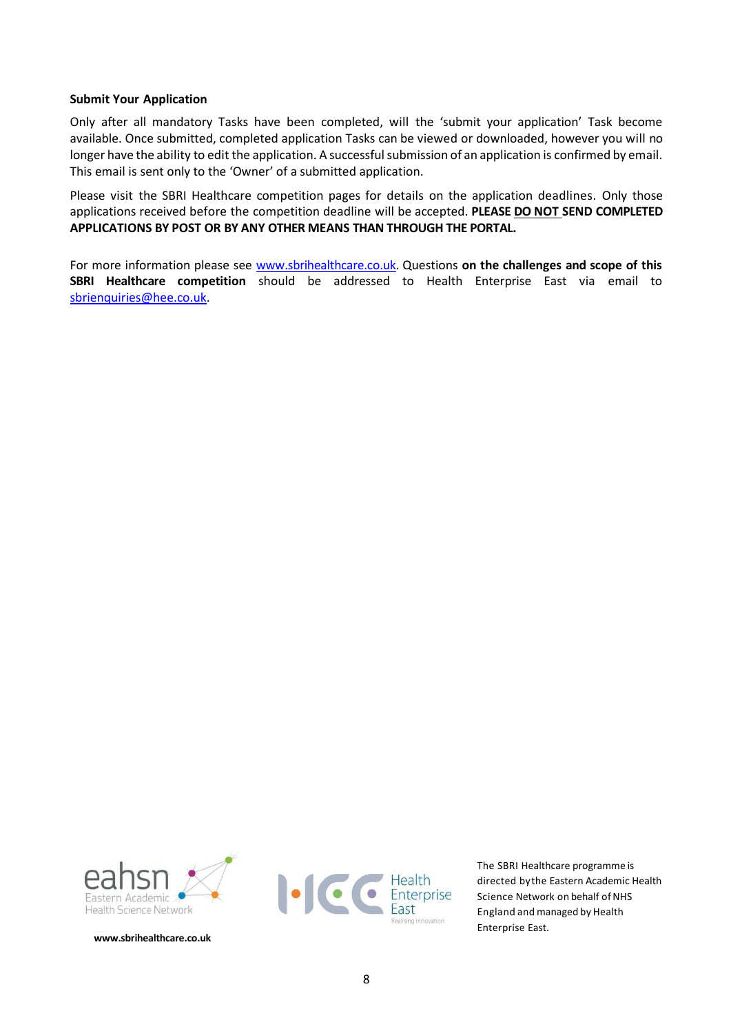**Submit Your Application**

Only after all mandatory Tasks have been completed, will the 'submit your application' Task become available. Once submitted, completed application Tasks can be viewed or downloaded, however you will no longer have the ability to edit the application. A successful submission of an application is confirmed by email. This email is sent only to the 'Owner' of a submitted application.

Please visit the SBRI Healthcare competition pages for details on the application deadlines. Only those applications received before the competition deadline will be accepted. **PLEASE DO NOT SEND COMPLETED APPLICATIONS BY POST OR BY ANY OTHER MEANS THAN THROUGH THE PORTAL.**

For more information please see www.sbrihealthcare.co.uk. Questions **on the challenges and scope of this SBRI Healthcare competition** should be addressed to Health Enterprise East via email to sbrienquiries@hee.co.uk.

eahsn Eastern Academic Health Science Network

Health Enterprise East Realising Innovation

**www.sbrihealthcare.co.uk**

The SBRI Healthcare programme is directed by the Eastern Academic Health Science Network on behalf of NHS England and managed by Health Enterprise East.